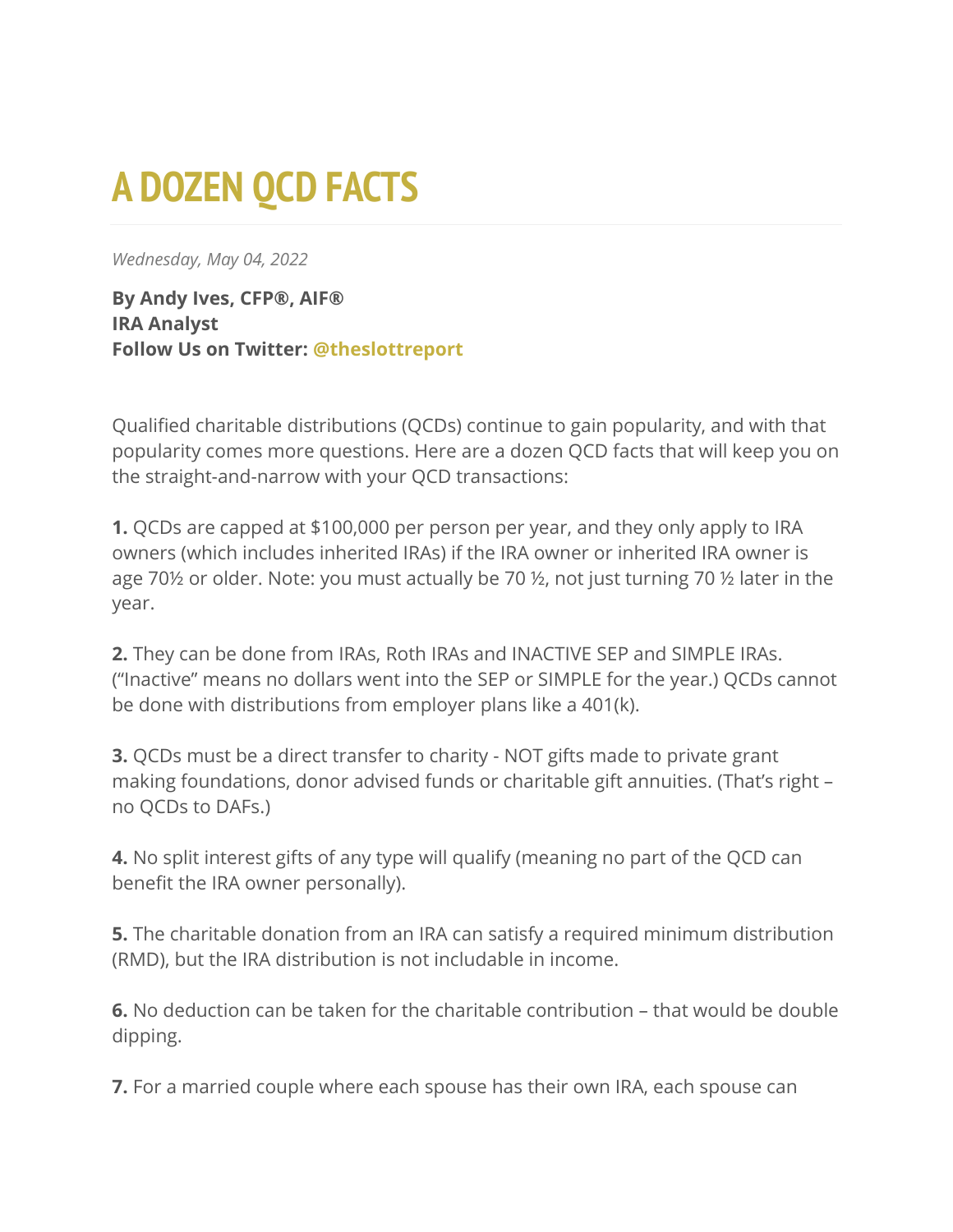# A DOZEN QCD FACTS

*Wednesday, May 04, 2022*

**By Andy Ives, CFP®, AIF®**
**IRA Analyst**
**Follow Us on Twitter: @theslottreport**

Qualified charitable distributions (QCDs) continue to gain popularity, and with that popularity comes more questions. Here are a dozen QCD facts that will keep you on the straight-and-narrow with your QCD transactions:

**1.** QCDs are capped at $100,000 per person per year, and they only apply to IRA owners (which includes inherited IRAs) if the IRA owner or inherited IRA owner is age 70½ or older. Note: you must actually be 70 ½, not just turning 70 ½ later in the year.

**2.** They can be done from IRAs, Roth IRAs and INACTIVE SEP and SIMPLE IRAs. ("Inactive" means no dollars went into the SEP or SIMPLE for the year.) QCDs cannot be done with distributions from employer plans like a 401(k).

**3.** QCDs must be a direct transfer to charity - NOT gifts made to private grant making foundations, donor advised funds or charitable gift annuities. (That's right – no QCDs to DAFs.)

**4.** No split interest gifts of any type will qualify (meaning no part of the QCD can benefit the IRA owner personally).

**5.** The charitable donation from an IRA can satisfy a required minimum distribution (RMD), but the IRA distribution is not includable in income.

**6.** No deduction can be taken for the charitable contribution – that would be double dipping.

**7.** For a married couple where each spouse has their own IRA, each spouse can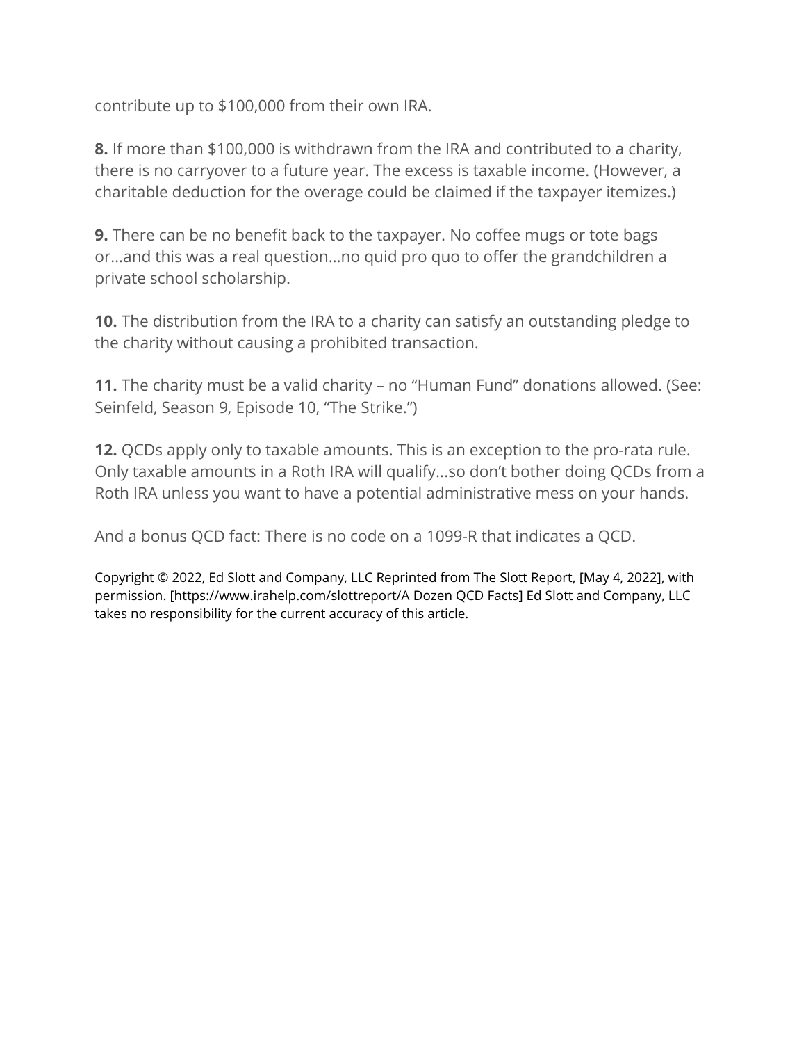contribute up to $100,000 from their own IRA.

**8.** If more than $100,000 is withdrawn from the IRA and contributed to a charity, there is no carryover to a future year. The excess is taxable income. (However, a charitable deduction for the overage could be claimed if the taxpayer itemizes.)

**9.** There can be no benefit back to the taxpayer. No coffee mugs or tote bags or…and this was a real question…no quid pro quo to offer the grandchildren a private school scholarship.

**10.** The distribution from the IRA to a charity can satisfy an outstanding pledge to the charity without causing a prohibited transaction.

**11.** The charity must be a valid charity – no "Human Fund" donations allowed. (See: Seinfeld, Season 9, Episode 10, "The Strike.")

**12.** QCDs apply only to taxable amounts. This is an exception to the pro-rata rule. Only taxable amounts in a Roth IRA will qualify…so don't bother doing QCDs from a Roth IRA unless you want to have a potential administrative mess on your hands.

And a bonus QCD fact: There is no code on a 1099-R that indicates a QCD.

Copyright © 2022, Ed Slott and Company, LLC Reprinted from The Slott Report, [May 4, 2022], with permission. [https://www.irahelp.com/slottreport/A Dozen QCD Facts] Ed Slott and Company, LLC takes no responsibility for the current accuracy of this article.